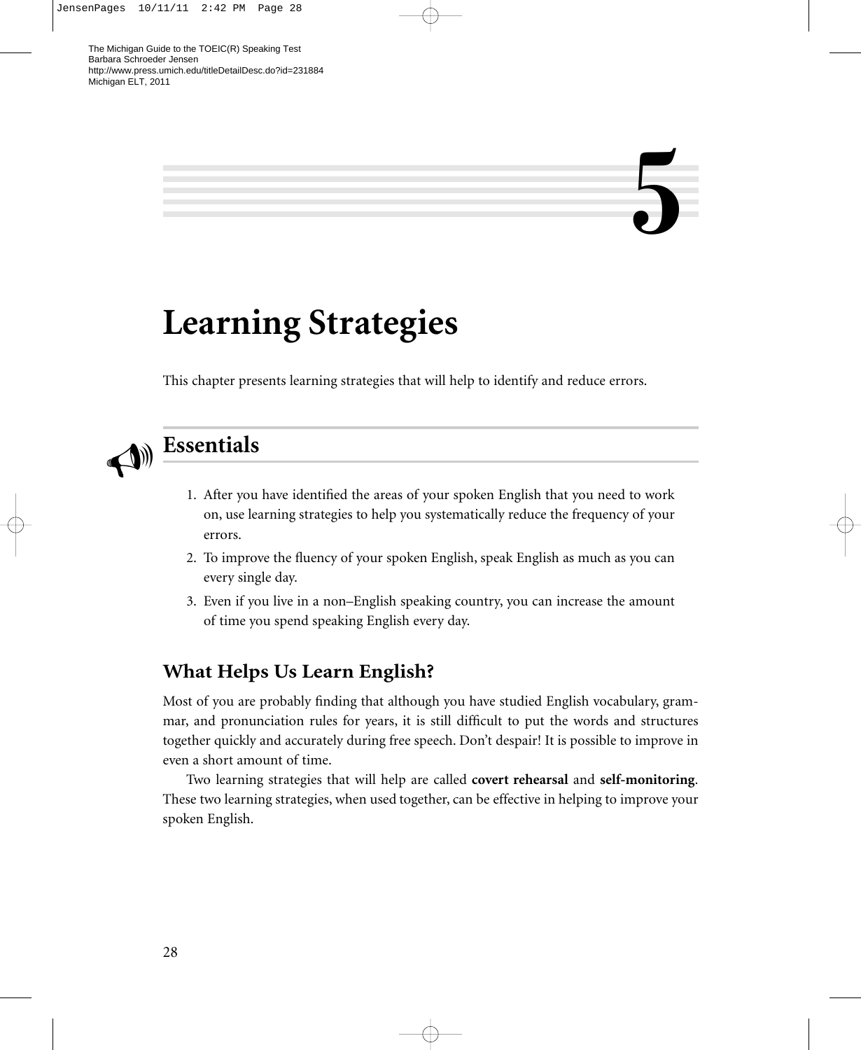# 5

# Learning Strategies

This chapter presents learning strategies that will help to identify and reduce errors.

## Essentials

1. After you have identified the areas of your spoken English that you need to work on, use learning strategies to help you systematically reduce the frequency of your errors.
2. To improve the fluency of your spoken English, speak English as much as you can every single day.
3. Even if you live in a non–English speaking country, you can increase the amount of time you spend speaking English every day.

### What Helps Us Learn English?

Most of you are probably finding that although you have studied English vocabulary, grammar, and pronunciation rules for years, it is still difficult to put the words and structures together quickly and accurately during free speech. Don't despair! It is possible to improve in even a short amount of time.

Two learning strategies that will help are called **covert rehearsal** and **self-monitoring**. These two learning strategies, when used together, can be effective in helping to improve your spoken English.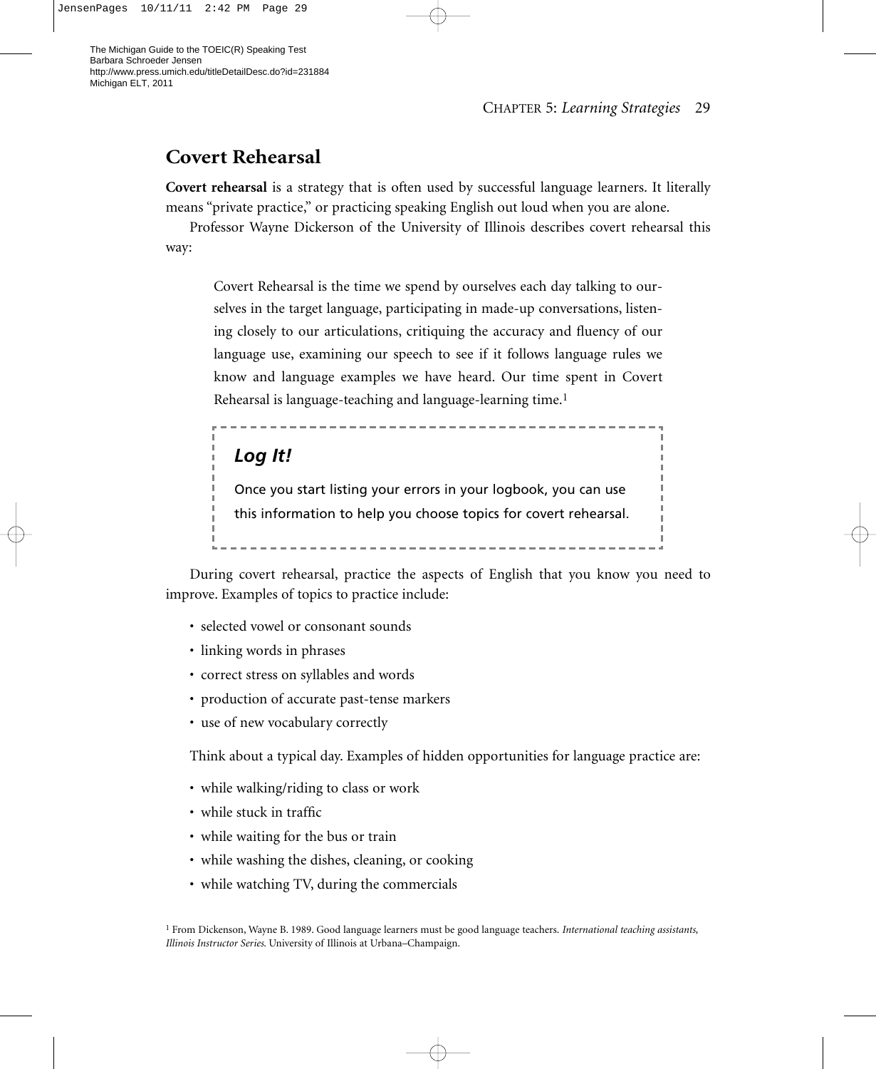## Covert Rehearsal

**Covert rehearsal** is a strategy that is often used by successful language learners. It literally means "private practice," or practicing speaking English out loud when you are alone.

Professor Wayne Dickerson of the University of Illinois describes covert rehearsal this way:

> Covert Rehearsal is the time we spend by ourselves each day talking to ourselves in the target language, participating in made-up conversations, listening closely to our articulations, critiquing the accuracy and fluency of our language use, examining our speech to see if it follows language rules we know and language examples we have heard. Our time spent in Covert Rehearsal is language-teaching and language-learning time.[1]

### *Log It!*

Once you start listing your errors in your logbook, you can use this information to help you choose topics for covert rehearsal.

During covert rehearsal, practice the aspects of English that you know you need to improve. Examples of topics to practice include:

- selected vowel or consonant sounds
- linking words in phrases
- correct stress on syllables and words
- production of accurate past-tense markers
- use of new vocabulary correctly

Think about a typical day. Examples of hidden opportunities for language practice are:

- while walking/riding to class or work
- while stuck in traffic
- while waiting for the bus or train
- while washing the dishes, cleaning, or cooking
- while watching TV, during the commercials

[1] From Dickenson, Wayne B. 1989. Good language learners must be good language teachers. *International teaching assistants, Illinois Instructor Series*. University of Illinois at Urbana–Champaign.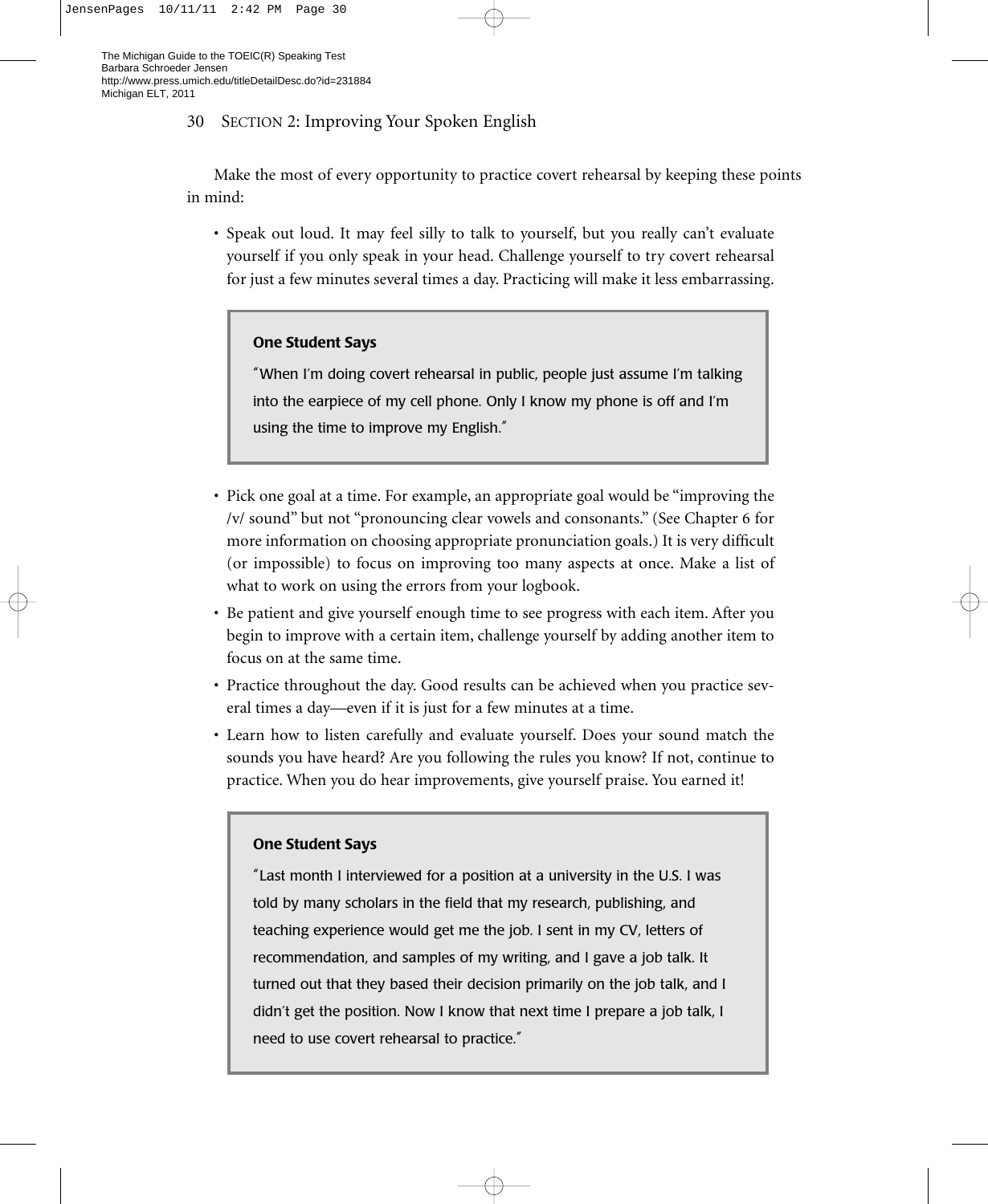Make the most of every opportunity to practice covert rehearsal by keeping these points in mind:

- Speak out loud. It may feel silly to talk to yourself, but you really can't evaluate yourself if you only speak in your head. Challenge yourself to try covert rehearsal for just a few minutes several times a day. Practicing will make it less embarrassing.

> **One Student Says**
>
> "When I'm doing covert rehearsal in public, people just assume I'm talking into the earpiece of my cell phone. Only I know my phone is off and I'm using the time to improve my English."

- Pick one goal at a time. For example, an appropriate goal would be "improving the /v/ sound" but not "pronouncing clear vowels and consonants." (See Chapter 6 for more information on choosing appropriate pronunciation goals.) It is very difficult (or impossible) to focus on improving too many aspects at once. Make a list of what to work on using the errors from your logbook.
- Be patient and give yourself enough time to see progress with each item. After you begin to improve with a certain item, challenge yourself by adding another item to focus on at the same time.
- Practice throughout the day. Good results can be achieved when you practice several times a day—even if it is just for a few minutes at a time.
- Learn how to listen carefully and evaluate yourself. Does your sound match the sounds you have heard? Are you following the rules you know? If not, continue to practice. When you do hear improvements, give yourself praise. You earned it!

> **One Student Says**
>
> "Last month I interviewed for a position at a university in the U.S. I was told by many scholars in the field that my research, publishing, and teaching experience would get me the job. I sent in my CV, letters of recommendation, and samples of my writing, and I gave a job talk. It turned out that they based their decision primarily on the job talk, and I didn't get the position. Now I know that next time I prepare a job talk, I need to use covert rehearsal to practice."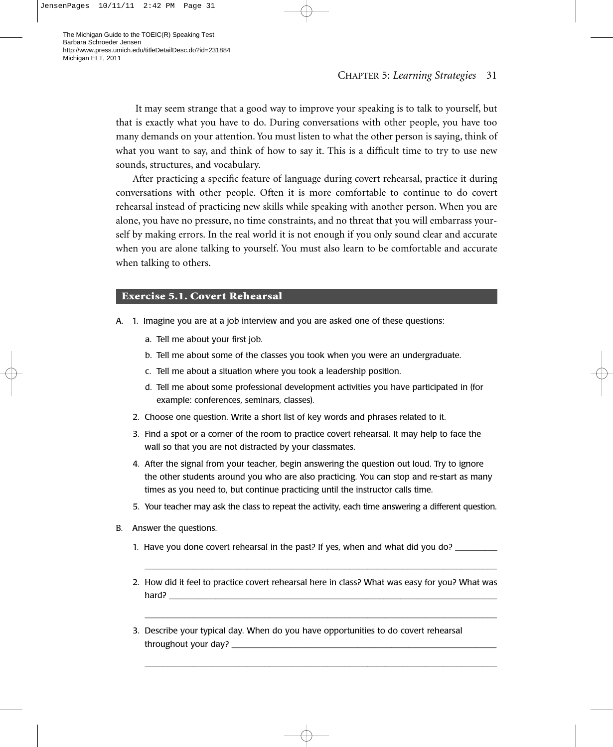It may seem strange that a good way to improve your speaking is to talk to yourself, but that is exactly what you have to do. During conversations with other people, you have too many demands on your attention. You must listen to what the other person is saying, think of what you want to say, and think of how to say it. This is a difficult time to try to use new sounds, structures, and vocabulary.

After practicing a specific feature of language during covert rehearsal, practice it during conversations with other people. Often it is more comfortable to continue to do covert rehearsal instead of practicing new skills while speaking with another person. When you are alone, you have no pressure, no time constraints, and no threat that you will embarrass yourself by making errors. In the real world it is not enough if you only sound clear and accurate when you are alone talking to yourself. You must also learn to be comfortable and accurate when talking to others.

## Exercise 5.1. Covert Rehearsal

A. 1. Imagine you are at a job interview and you are asked one of these questions:

   a. Tell me about your first job.

   b. Tell me about some of the classes you took when you were an undergraduate.

   c. Tell me about a situation where you took a leadership position.

   d. Tell me about some professional development activities you have participated in (for example: conferences, seminars, classes).

   2. Choose one question. Write a short list of key words and phrases related to it.

   3. Find a spot or a corner of the room to practice covert rehearsal. It may help to face the wall so that you are not distracted by your classmates.

   4. After the signal from your teacher, begin answering the question out loud. Try to ignore the other students around you who are also practicing. You can stop and re-start as many times as you need to, but continue practicing until the instructor calls time.

   5. Your teacher may ask the class to repeat the activity, each time answering a different question.

B. Answer the questions.

   1. Have you done covert rehearsal in the past? If yes, when and what did you do? __________

   ________________________________________________________________________________

   2. How did it feel to practice covert rehearsal here in class? What was easy for you? What was hard? ____________________________________________________________________________

   ________________________________________________________________________________

   3. Describe your typical day. When do you have opportunities to do covert rehearsal throughout your day? _____________________________________________________________

   ________________________________________________________________________________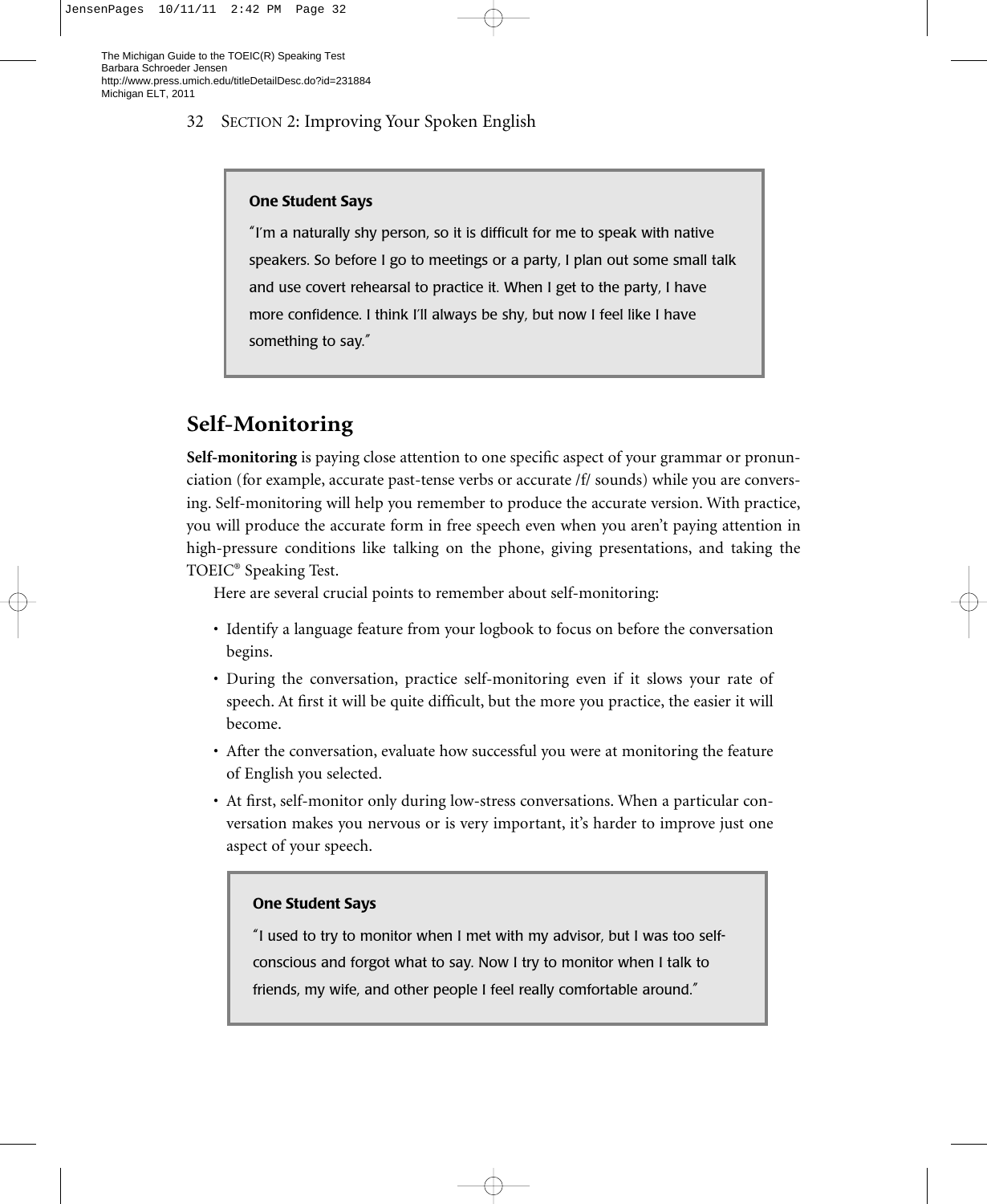**One Student Says**

"I'm a naturally shy person, so it is difficult for me to speak with native speakers. So before I go to meetings or a party, I plan out some small talk and use covert rehearsal to practice it. When I get to the party, I have more confidence. I think I'll always be shy, but now I feel like I have something to say."

## Self-Monitoring

**Self-monitoring** is paying close attention to one specific aspect of your grammar or pronunciation (for example, accurate past-tense verbs or accurate /f/ sounds) while you are conversing. Self-monitoring will help you remember to produce the accurate version. With practice, you will produce the accurate form in free speech even when you aren't paying attention in high-pressure conditions like talking on the phone, giving presentations, and taking the TOEIC® Speaking Test.

Here are several crucial points to remember about self-monitoring:

- Identify a language feature from your logbook to focus on before the conversation begins.
- During the conversation, practice self-monitoring even if it slows your rate of speech. At first it will be quite difficult, but the more you practice, the easier it will become.
- After the conversation, evaluate how successful you were at monitoring the feature of English you selected.
- At first, self-monitor only during low-stress conversations. When a particular conversation makes you nervous or is very important, it's harder to improve just one aspect of your speech.

**One Student Says**

"I used to try to monitor when I met with my advisor, but I was too self-conscious and forgot what to say. Now I try to monitor when I talk to friends, my wife, and other people I feel really comfortable around."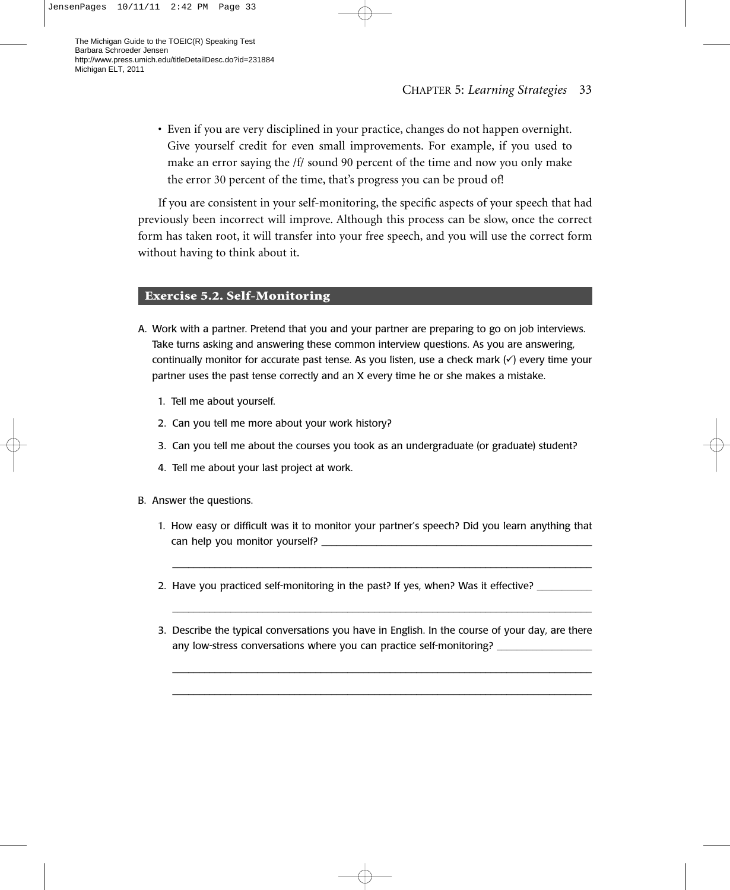- Even if you are very disciplined in your practice, changes do not happen overnight. Give yourself credit for even small improvements. For example, if you used to make an error saying the /f/ sound 90 percent of the time and now you only make the error 30 percent of the time, that's progress you can be proud of!

If you are consistent in your self-monitoring, the specific aspects of your speech that had previously been incorrect will improve. Although this process can be slow, once the correct form has taken root, it will transfer into your free speech, and you will use the correct form without having to think about it.

## Exercise 5.2. Self-Monitoring

A. Work with a partner. Pretend that you and your partner are preparing to go on job interviews. Take turns asking and answering these common interview questions. As you are answering, continually monitor for accurate past tense. As you listen, use a check mark (✓) every time your partner uses the past tense correctly and an X every time he or she makes a mistake.

1. Tell me about yourself.
2. Can you tell me more about your work history?
3. Can you tell me about the courses you took as an undergraduate (or graduate) student?
4. Tell me about your last project at work.

B. Answer the questions.

1. How easy or difficult was it to monitor your partner's speech? Did you learn anything that can help you monitor yourself? ____________________________________________

   ____________________________________________________________________________

2. Have you practiced self-monitoring in the past? If yes, when? Was it effective? __________

   ____________________________________________________________________________

3. Describe the typical conversations you have in English. In the course of your day, are there any low-stress conversations where you can practice self-monitoring? __________________

   ____________________________________________________________________________

   ____________________________________________________________________________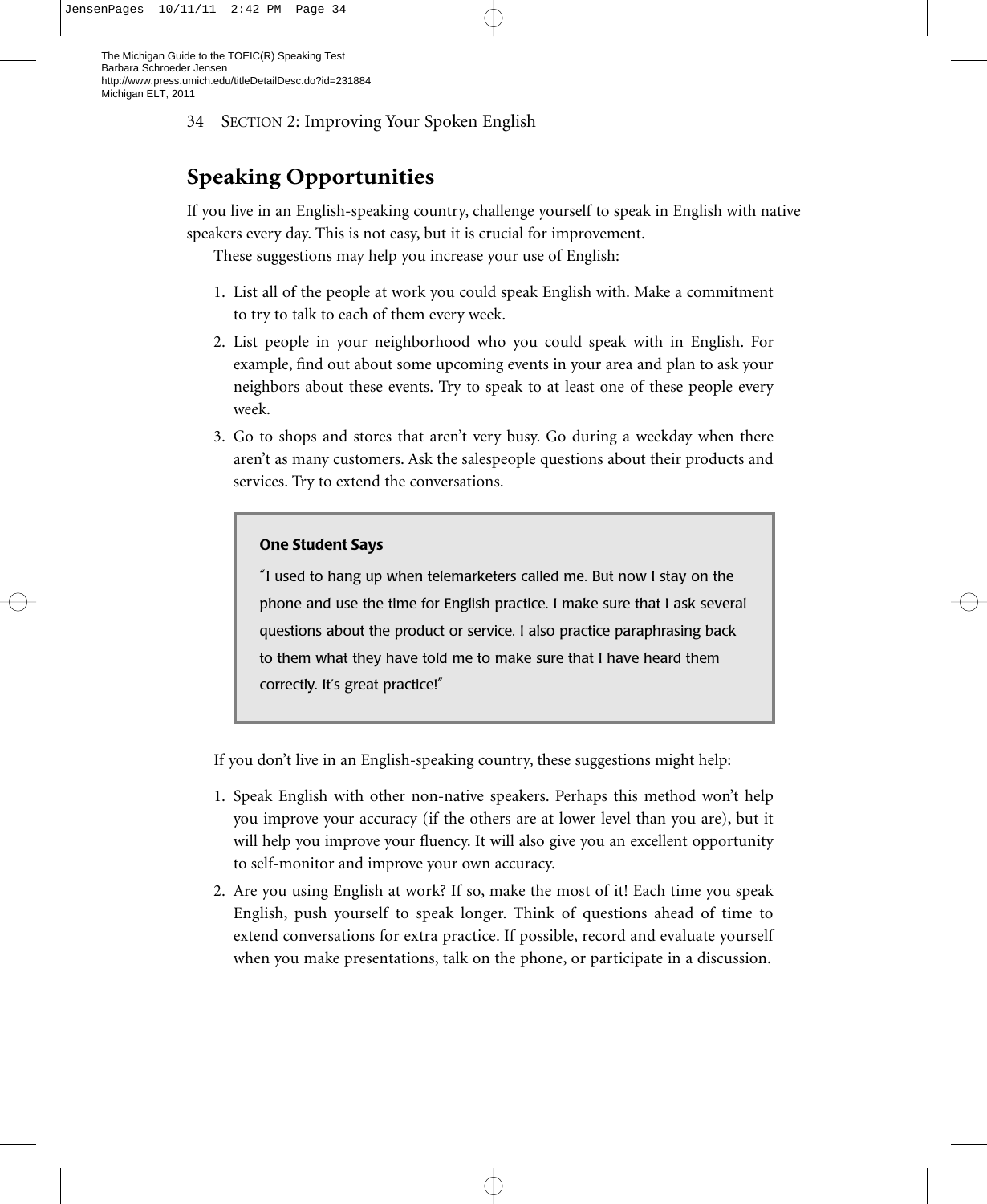## Speaking Opportunities

If you live in an English-speaking country, challenge yourself to speak in English with native speakers every day. This is not easy, but it is crucial for improvement.

These suggestions may help you increase your use of English:

1. List all of the people at work you could speak English with. Make a commitment to try to talk to each of them every week.
2. List people in your neighborhood who you could speak with in English. For example, find out about some upcoming events in your area and plan to ask your neighbors about these events. Try to speak to at least one of these people every week.
3. Go to shops and stores that aren't very busy. Go during a weekday when there aren't as many customers. Ask the salespeople questions about their products and services. Try to extend the conversations.

> **One Student Says**
>
> "I used to hang up when telemarketers called me. But now I stay on the phone and use the time for English practice. I make sure that I ask several questions about the product or service. I also practice paraphrasing back to them what they have told me to make sure that I have heard them correctly. It's great practice!"

If you don't live in an English-speaking country, these suggestions might help:

1. Speak English with other non-native speakers. Perhaps this method won't help you improve your accuracy (if the others are at lower level than you are), but it will help you improve your fluency. It will also give you an excellent opportunity to self-monitor and improve your own accuracy.
2. Are you using English at work? If so, make the most of it! Each time you speak English, push yourself to speak longer. Think of questions ahead of time to extend conversations for extra practice. If possible, record and evaluate yourself when you make presentations, talk on the phone, or participate in a discussion.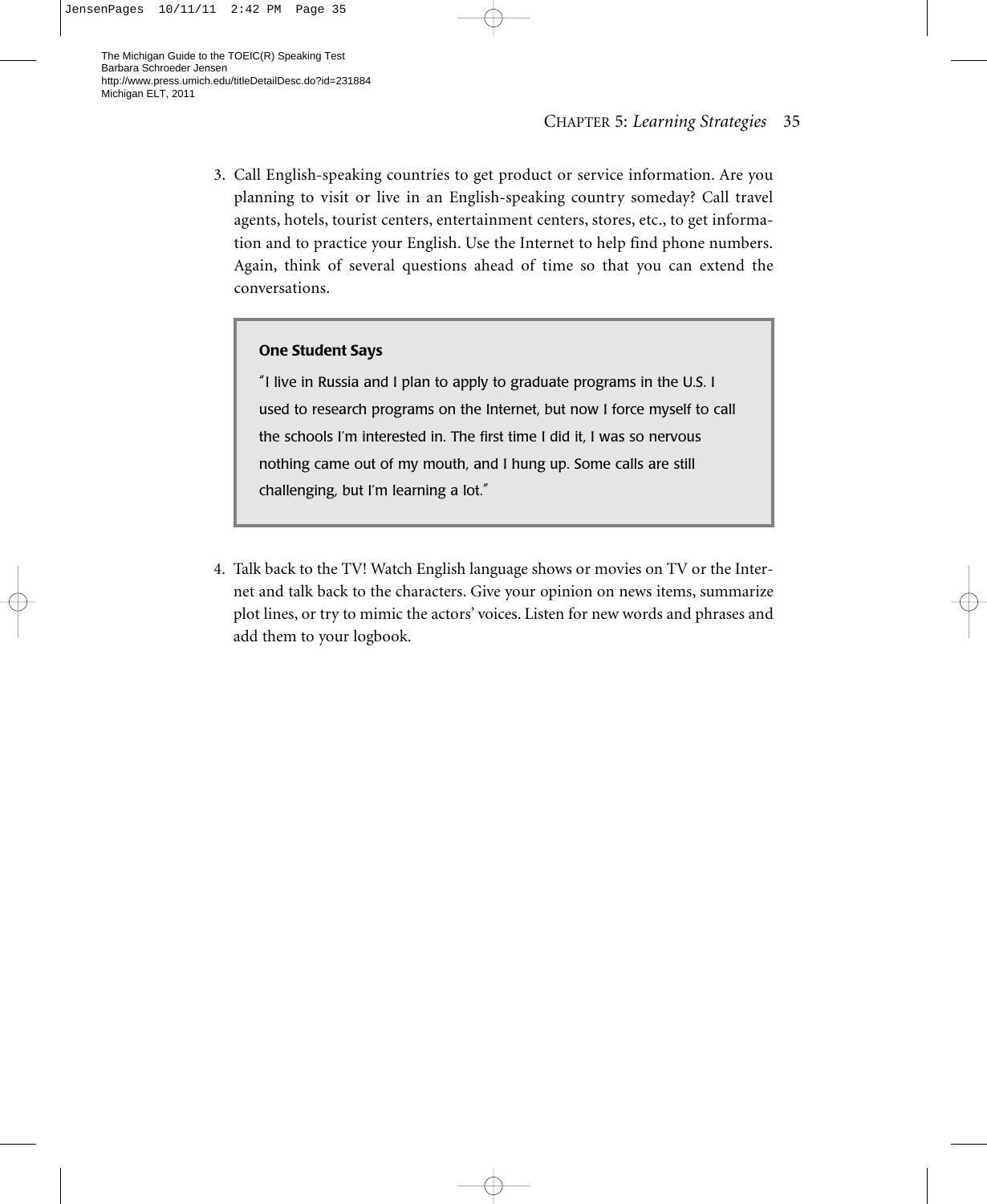3. Call English-speaking countries to get product or service information. Are you planning to visit or live in an English-speaking country someday? Call travel agents, hotels, tourist centers, entertainment centers, stores, etc., to get information and to practice your English. Use the Internet to help find phone numbers. Again, think of several questions ahead of time so that you can extend the conversations.

> **One Student Says**
>
> "I live in Russia and I plan to apply to graduate programs in the U.S. I used to research programs on the Internet, but now I force myself to call the schools I'm interested in. The first time I did it, I was so nervous nothing came out of my mouth, and I hung up. Some calls are still challenging, but I'm learning a lot."

4. Talk back to the TV! Watch English language shows or movies on TV or the Internet and talk back to the characters. Give your opinion on news items, summarize plot lines, or try to mimic the actors' voices. Listen for new words and phrases and add them to your logbook.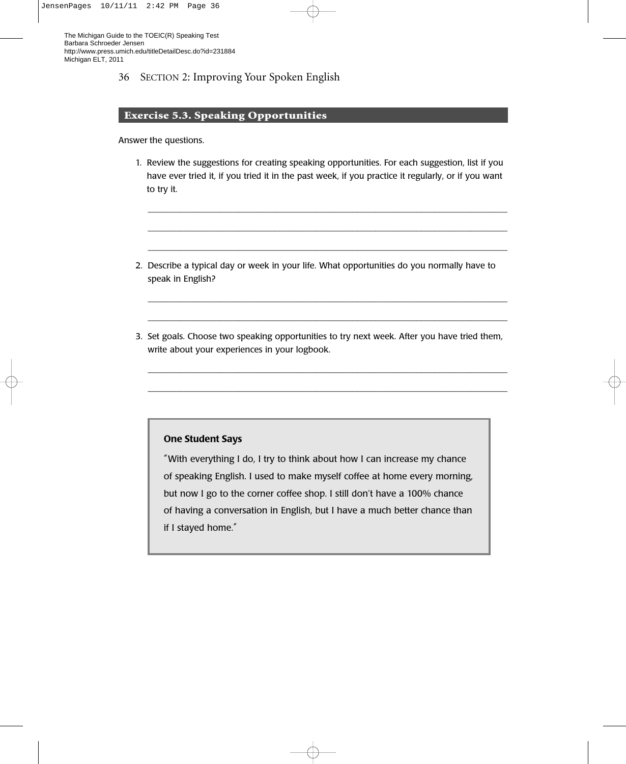## Exercise 5.3. Speaking Opportunities

Answer the questions.

1. Review the suggestions for creating speaking opportunities. For each suggestion, list if you have ever tried it, if you tried it in the past week, if you practice it regularly, or if you want to try it.

 ___________________________________________________________________________

 ___________________________________________________________________________

 ___________________________________________________________________________

2. Describe a typical day or week in your life. What opportunities do you normally have to speak in English?

 ___________________________________________________________________________

 ___________________________________________________________________________

3. Set goals. Choose two speaking opportunities to try next week. After you have tried them, write about your experiences in your logbook.

 ___________________________________________________________________________

 ___________________________________________________________________________

> **One Student Says**
>
> "With everything I do, I try to think about how I can increase my chance of speaking English. I used to make myself coffee at home every morning, but now I go to the corner coffee shop. I still don't have a 100% chance of having a conversation in English, but I have a much better chance than if I stayed home."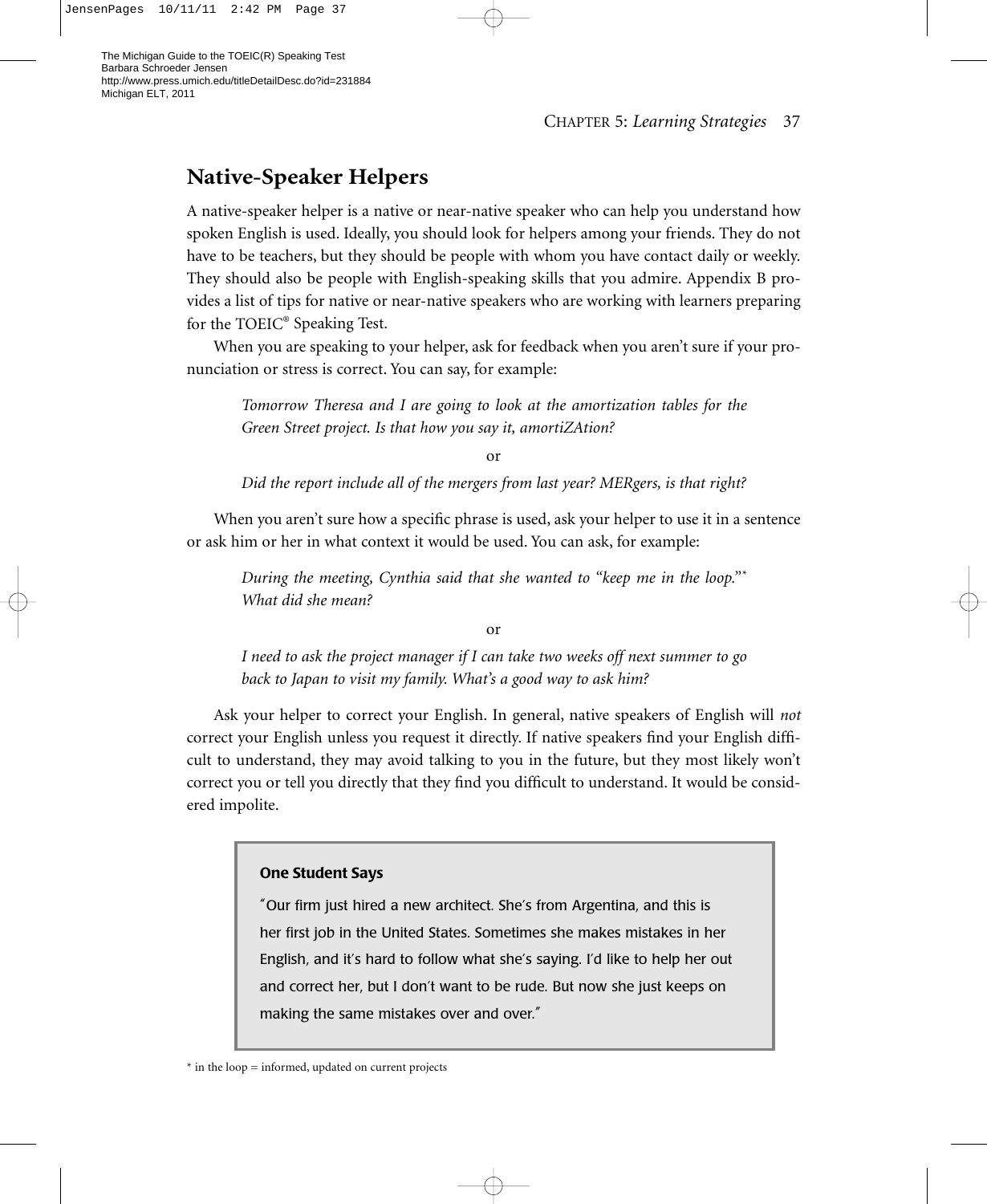## Native-Speaker Helpers

A native-speaker helper is a native or near-native speaker who can help you understand how spoken English is used. Ideally, you should look for helpers among your friends. They do not have to be teachers, but they should be people with whom you have contact daily or weekly. They should also be people with English-speaking skills that you admire. Appendix B provides a list of tips for native or near-native speakers who are working with learners preparing for the TOEIC® Speaking Test.

When you are speaking to your helper, ask for feedback when you aren't sure if your pronunciation or stress is correct. You can say, for example:

> *Tomorrow Theresa and I are going to look at the amortization tables for the Green Street project. Is that how you say it, amortiZAtion?*
>
> or
>
> *Did the report include all of the mergers from last year? MERgers, is that right?*

When you aren't sure how a specific phrase is used, ask your helper to use it in a sentence or ask him or her in what context it would be used. You can ask, for example:

> *During the meeting, Cynthia said that she wanted to "keep me in the loop."\* What did she mean?*
>
> or
>
> *I need to ask the project manager if I can take two weeks off next summer to go back to Japan to visit my family. What's a good way to ask him?*

Ask your helper to correct your English. In general, native speakers of English will *not* correct your English unless you request it directly. If native speakers find your English difficult to understand, they may avoid talking to you in the future, but they most likely won't correct you or tell you directly that they find you difficult to understand. It would be considered impolite.

> **One Student Says**
>
> "Our firm just hired a new architect. She's from Argentina, and this is her first job in the United States. Sometimes she makes mistakes in her English, and it's hard to follow what she's saying. I'd like to help her out and correct her, but I don't want to be rude. But now she just keeps on making the same mistakes over and over."

\* in the loop = informed, updated on current projects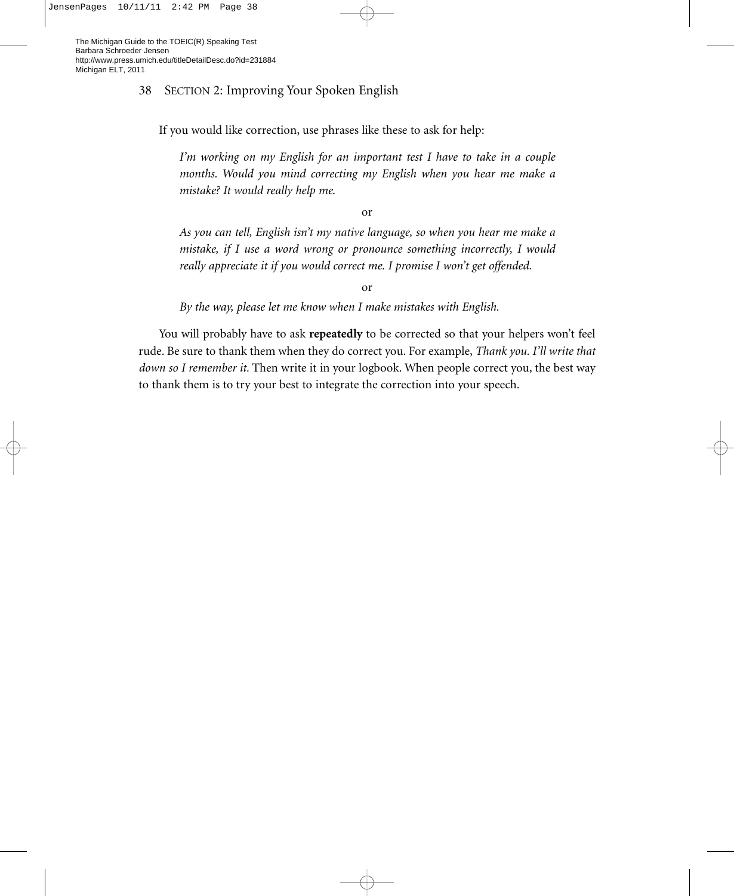If you would like correction, use phrases like these to ask for help:

*I'm working on my English for an important test I have to take in a couple months. Would you mind correcting my English when you hear me make a mistake? It would really help me.*

or

*As you can tell, English isn't my native language, so when you hear me make a mistake, if I use a word wrong or pronounce something incorrectly, I would really appreciate it if you would correct me. I promise I won't get offended.*

or

*By the way, please let me know when I make mistakes with English.*

You will probably have to ask **repeatedly** to be corrected so that your helpers won't feel rude. Be sure to thank them when they do correct you. For example, *Thank you. I'll write that down so I remember it.* Then write it in your logbook. When people correct you, the best way to thank them is to try your best to integrate the correction into your speech.